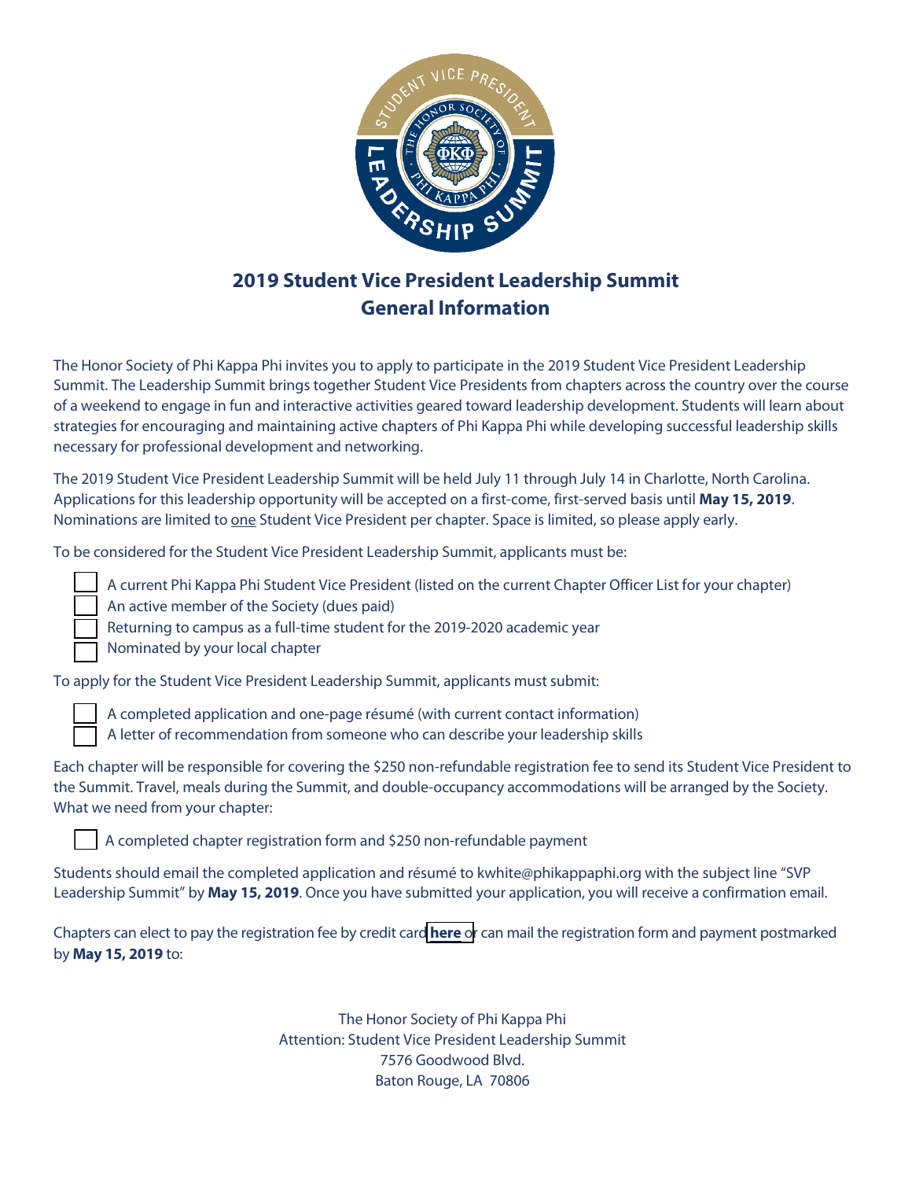# 2019 Student Vice President Leadership Summit
# General Information

The Honor Society of Phi Kappa Phi invites you to apply to participate in the 2019 Student Vice President Leadership Summit. The Leadership Summit brings together Student Vice Presidents from chapters across the country over the course of a weekend to engage in fun and interactive activities geared toward leadership development. Students will learn about strategies for encouraging and maintaining active chapters of Phi Kappa Phi while developing successful leadership skills necessary for professional development and networking.

The 2019 Student Vice President Leadership Summit will be held July 11 through July 14 in Charlotte, North Carolina. Applications for this leadership opportunity will be accepted on a first-come, first-served basis until **May 15, 2019**. Nominations are limited to one Student Vice President per chapter. Space is limited, so please apply early.

To be considered for the Student Vice President Leadership Summit, applicants must be:

- [ ] A current Phi Kappa Phi Student Vice President (listed on the current Chapter Officer List for your chapter)
- [ ] An active member of the Society (dues paid)
- [ ] Returning to campus as a full-time student for the 2019-2020 academic year
- [ ] Nominated by your local chapter

To apply for the Student Vice President Leadership Summit, applicants must submit:

- [ ] A completed application and one-page résumé (with current contact information)
- [ ] A letter of recommendation from someone who can describe your leadership skills

Each chapter will be responsible for covering the $250 non-refundable registration fee to send its Student Vice President to the Summit. Travel, meals during the Summit, and double-occupancy accommodations will be arranged by the Society. What we need from your chapter:

- [ ] A completed chapter registration form and $250 non-refundable payment

Students should email the completed application and résumé to kwhite@phikappaphi.org with the subject line "SVP Leadership Summit" by **May 15, 2019**. Once you have submitted your application, you will receive a confirmation email.

Chapters can elect to pay the registration fee by credit card **here** or can mail the registration form and payment postmarked by **May 15, 2019** to:

The Honor Society of Phi Kappa Phi
Attention: Student Vice President Leadership Summit
7576 Goodwood Blvd.
Baton Rouge, LA 70806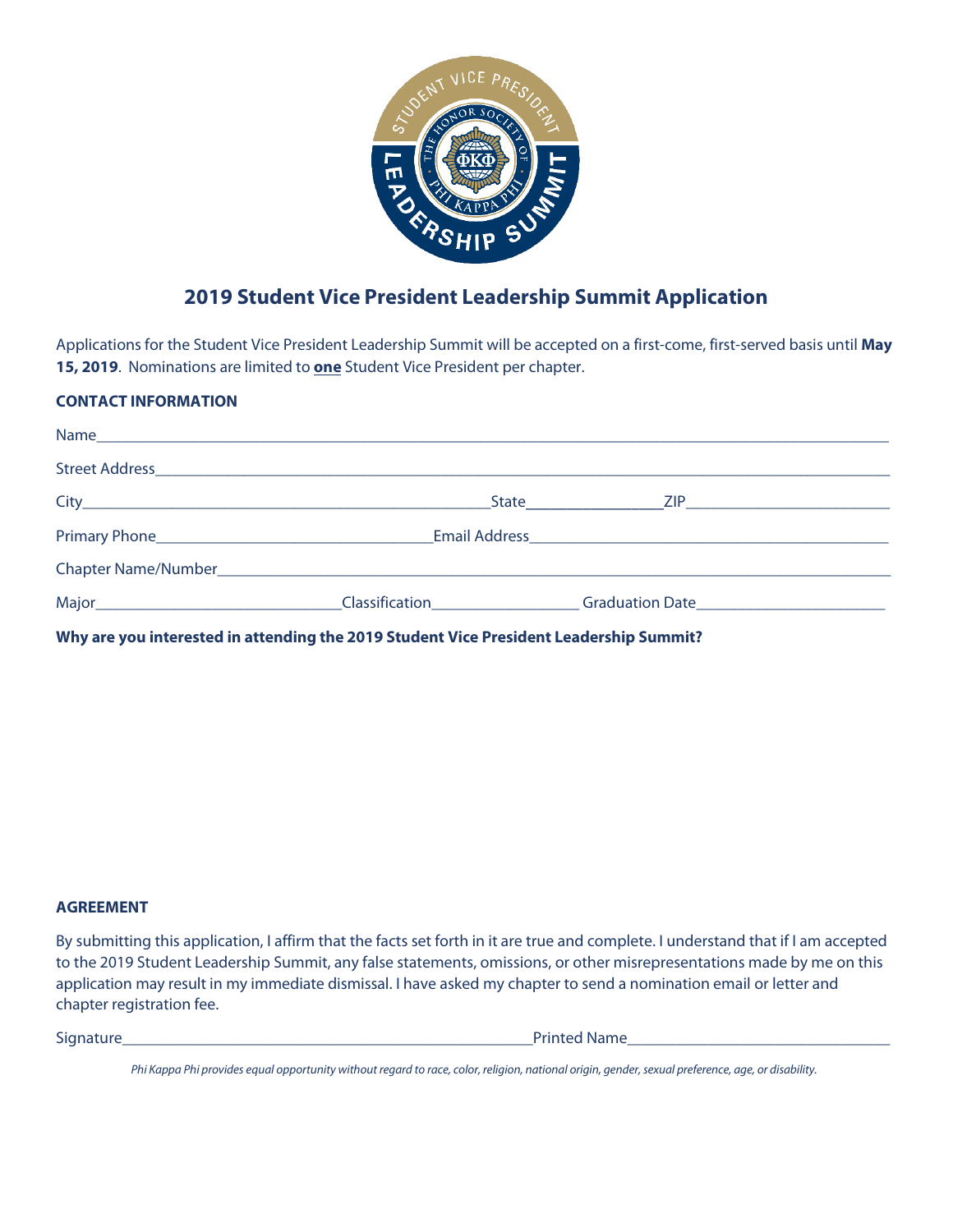# 2019 Student Vice President Leadership Summit Application

Applications for the Student Vice President Leadership Summit will be accepted on a first-come, first-served basis until **May 15, 2019**. Nominations are limited to **one** Student Vice President per chapter.

**CONTACT INFORMATION**

Name_______________________________________________

Street Address_______________________________________________

City_________________________ State__________ ZIP______________

Primary Phone__________________ Email Address_________________________

Chapter Name/Number_______________________________________________

Major_______________ Classification__________ Graduation Date______________

**Why are you interested in attending the 2019 Student Vice President Leadership Summit?**

**AGREEMENT**

By submitting this application, I affirm that the facts set forth in it are true and complete. I understand that if I am accepted to the 2019 Student Leadership Summit, any false statements, omissions, or other misrepresentations made by me on this application may result in my immediate dismissal. I have asked my chapter to send a nomination email or letter and chapter registration fee.

Signature_____________________________ Printed Name__________________

*Phi Kappa Phi provides equal opportunity without regard to race, color, religion, national origin, gender, sexual preference, age, or disability.*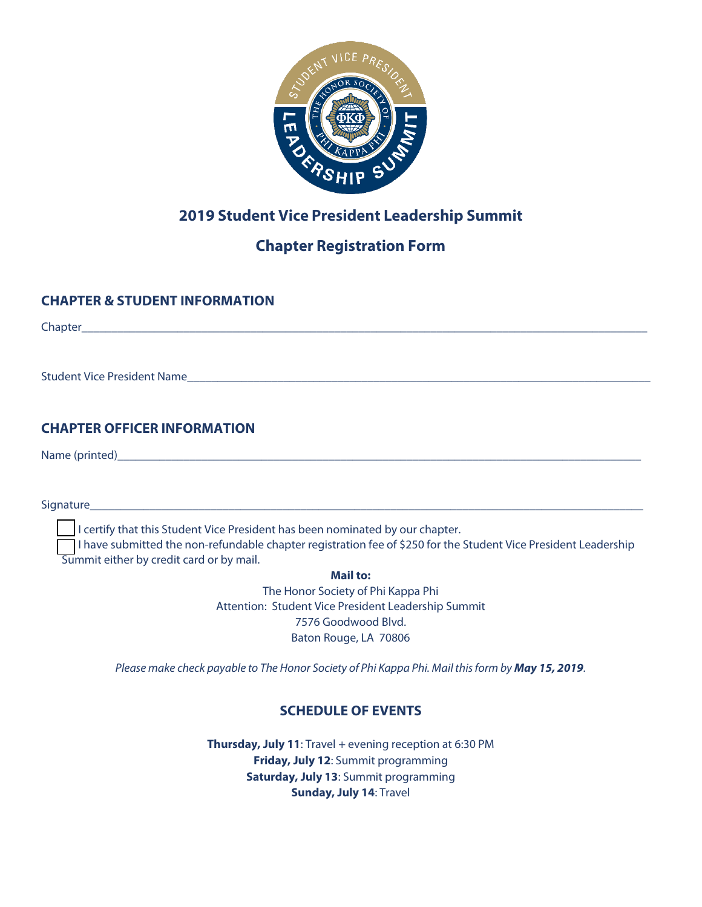## 2019 Student Vice President Leadership Summit

## Chapter Registration Form

### CHAPTER & STUDENT INFORMATION

Chapter\_\_\_\_\_\_\_\_\_\_\_\_\_\_\_\_\_\_\_\_\_\_\_\_\_\_\_\_\_\_\_\_\_\_\_\_\_\_\_\_\_\_\_\_\_\_\_\_\_\_\_\_\_\_\_\_\_\_\_\_\_\_\_\_\_\_\_\_\_\_\_\_\_\_\_\_\_\_

Student Vice President Name\_\_\_\_\_\_\_\_\_\_\_\_\_\_\_\_\_\_\_\_\_\_\_\_\_\_\_\_\_\_\_\_\_\_\_\_\_\_\_\_\_\_\_\_\_\_\_\_\_\_\_\_\_\_\_\_\_\_\_\_\_\_\_\_\_

### CHAPTER OFFICER INFORMATION

Name (printed)\_\_\_\_\_\_\_\_\_\_\_\_\_\_\_\_\_\_\_\_\_\_\_\_\_\_\_\_\_\_\_\_\_\_\_\_\_\_\_\_\_\_\_\_\_\_\_\_\_\_\_\_\_\_\_\_\_\_\_\_\_\_\_\_\_\_\_\_\_\_\_\_\_\_

Signature\_\_\_\_\_\_\_\_\_\_\_\_\_\_\_\_\_\_\_\_\_\_\_\_\_\_\_\_\_\_\_\_\_\_\_\_\_\_\_\_\_\_\_\_\_\_\_\_\_\_\_\_\_\_\_\_\_\_\_\_\_\_\_\_\_\_\_\_\_\_\_\_\_\_\_\_\_\_

☐ I certify that this Student Vice President has been nominated by our chapter.

☐ I have submitted the non-refundable chapter registration fee of $250 for the Student Vice President Leadership Summit either by credit card or by mail.

**Mail to:**

The Honor Society of Phi Kappa Phi
Attention: Student Vice President Leadership Summit
7576 Goodwood Blvd.
Baton Rouge, LA 70806

*Please make check payable to The Honor Society of Phi Kappa Phi. Mail this form by **May 15, 2019**.*

### SCHEDULE OF EVENTS

**Thursday, July 11**: Travel + evening reception at 6:30 PM
**Friday, July 12**: Summit programming
**Saturday, July 13**: Summit programming
**Sunday, July 14**: Travel